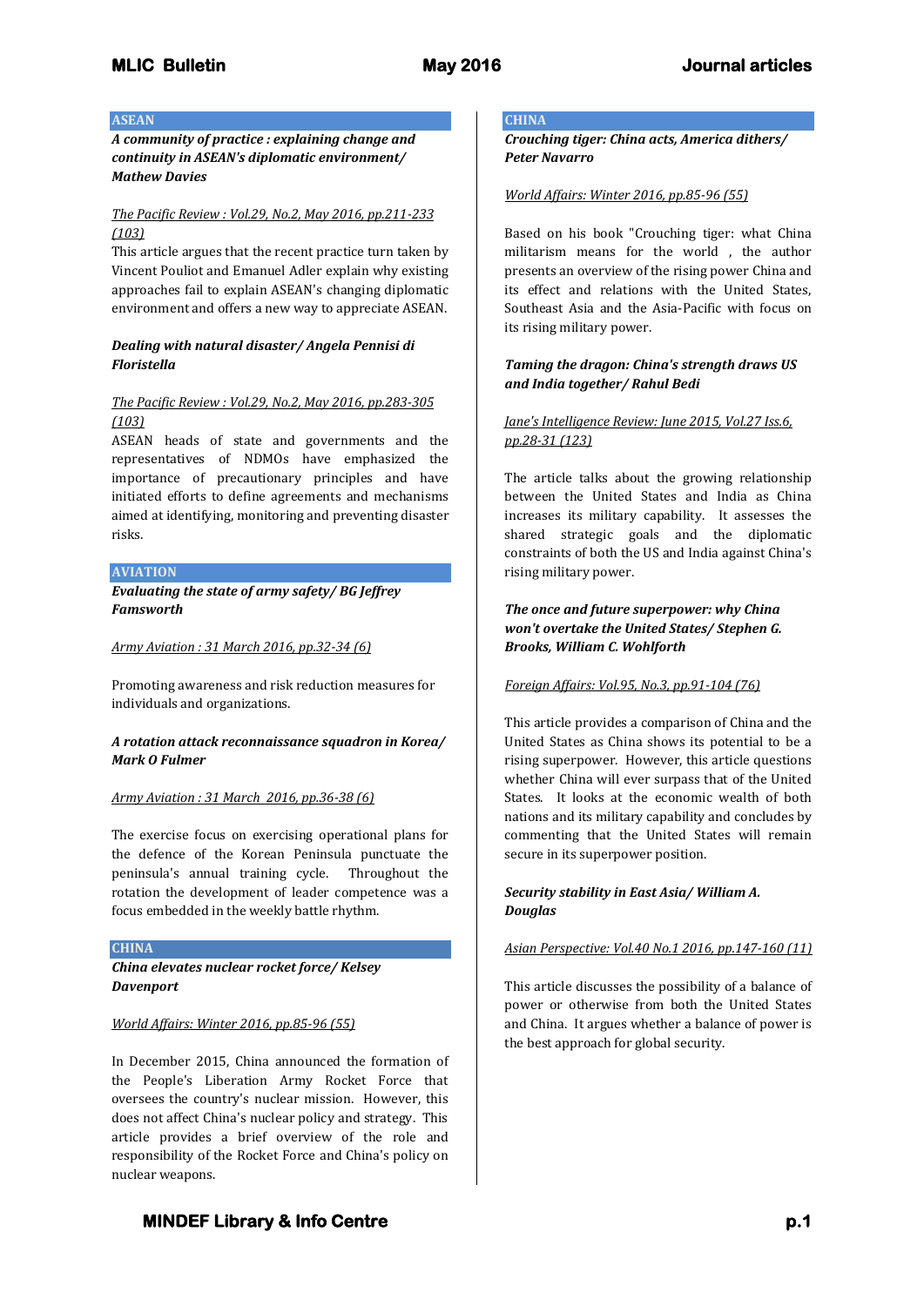## ASEAN

***A community of practice : explaining change and continuity in ASEAN's diplomatic environment/ Mathew Davies***

*The Pacific Review : Vol.29, No.2, May 2016, pp.211-233 (103)*

This article argues that the recent practice turn taken by Vincent Pouliot and Emanuel Adler explain why existing approaches fail to explain ASEAN's changing diplomatic environment and offers a new way to appreciate ASEAN.

***Dealing with natural disaster/ Angela Pennisi di Floristella***

*The Pacific Review : Vol.29, No.2, May 2016, pp.283-305 (103)*

ASEAN heads of state and governments and the representatives of NDMOs have emphasized the importance of precautionary principles and have initiated efforts to define agreements and mechanisms aimed at identifying, monitoring and preventing disaster risks.

## AVIATION

***Evaluating the state of army safety/ BG Jeffrey Famsworth***

*Army Aviation : 31 March 2016, pp.32-34 (6)*

Promoting awareness and risk reduction measures for individuals and organizations.

***A rotation attack reconnaissance squadron in Korea/ Mark O Fulmer***

*Army Aviation : 31 March 2016, pp.36-38 (6)*

The exercise focus on exercising operational plans for the defence of the Korean Peninsula punctuate the peninsula's annual training cycle. Throughout the rotation the development of leader competence was a focus embedded in the weekly battle rhythm.

## CHINA

***China elevates nuclear rocket force/ Kelsey Davenport***

*World Affairs: Winter 2016, pp.85-96 (55)*

In December 2015, China announced the formation of the People's Liberation Army Rocket Force that oversees the country's nuclear mission. However, this does not affect China's nuclear policy and strategy. This article provides a brief overview of the role and responsibility of the Rocket Force and China's policy on nuclear weapons.

## CHINA

***Crouching tiger: China acts, America dithers/ Peter Navarro***

*World Affairs: Winter 2016, pp.85-96 (55)*

Based on his book "Crouching tiger: what China militarism means for the world , the author presents an overview of the rising power China and its effect and relations with the United States, Southeast Asia and the Asia-Pacific with focus on its rising military power.

***Taming the dragon: China's strength draws US and India together/ Rahul Bedi***

*Jane's Intelligence Review: June 2015, Vol.27 Iss.6, pp.28-31 (123)*

The article talks about the growing relationship between the United States and India as China increases its military capability. It assesses the shared strategic goals and the diplomatic constraints of both the US and India against China's rising military power.

***The once and future superpower: why China won't overtake the United States/ Stephen G. Brooks, William C. Wohlforth***

*Foreign Affairs: Vol.95, No.3, pp.91-104 (76)*

This article provides a comparison of China and the United States as China shows its potential to be a rising superpower. However, this article questions whether China will ever surpass that of the United States. It looks at the economic wealth of both nations and its military capability and concludes by commenting that the United States will remain secure in its superpower position.

***Security stability in East Asia/ William A. Douglas***

*Asian Perspective: Vol.40 No.1 2016, pp.147-160 (11)*

This article discusses the possibility of a balance of power or otherwise from both the United States and China. It argues whether a balance of power is the best approach for global security.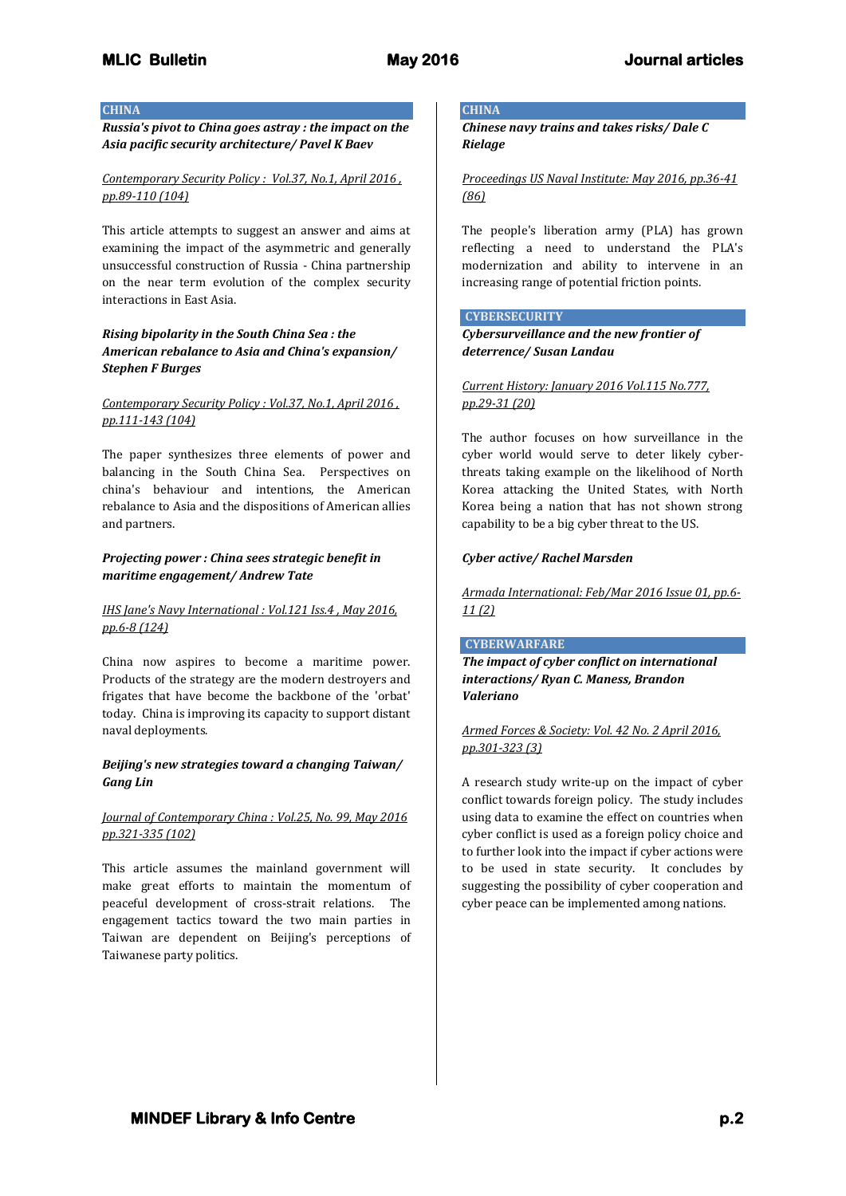## CHINA

***Russia's pivot to China goes astray : the impact on the Asia pacific security architecture/ Pavel K Baev***

Contemporary Security Policy : Vol.37, No.1, April 2016 , pp.89-110 (104)

This article attempts to suggest an answer and aims at examining the impact of the asymmetric and generally unsuccessful construction of Russia - China partnership on the near term evolution of the complex security interactions in East Asia.

***Rising bipolarity in the South China Sea : the American rebalance to Asia and China's expansion/ Stephen F Burges***

Contemporary Security Policy : Vol.37, No.1, April 2016 , pp.111-143 (104)

The paper synthesizes three elements of power and balancing in the South China Sea. Perspectives on china's behaviour and intentions, the American rebalance to Asia and the dispositions of American allies and partners.

***Projecting power : China sees strategic benefit in maritime engagement/ Andrew Tate***

IHS Jane's Navy International : Vol.121 Iss.4 , May 2016, pp.6-8 (124)

China now aspires to become a maritime power. Products of the strategy are the modern destroyers and frigates that have become the backbone of the 'orbat' today. China is improving its capacity to support distant naval deployments.

***Beijing's new strategies toward a changing Taiwan/ Gang Lin***

Journal of Contemporary China : Vol.25, No. 99, May 2016 pp.321-335 (102)

This article assumes the mainland government will make great efforts to maintain the momentum of peaceful development of cross-strait relations. The engagement tactics toward the two main parties in Taiwan are dependent on Beijing's perceptions of Taiwanese party politics.

## CHINA

***Chinese navy trains and takes risks/ Dale C Rielage***

Proceedings US Naval Institute: May 2016, pp.36-41 (86)

The people's liberation army (PLA) has grown reflecting a need to understand the PLA's modernization and ability to intervene in an increasing range of potential friction points.

## CYBERSECURITY

***Cybersurveillance and the new frontier of deterrence/ Susan Landau***

Current History: January 2016 Vol.115 No.777, pp.29-31 (20)

The author focuses on how surveillance in the cyber world would serve to deter likely cyber-threats taking example on the likelihood of North Korea attacking the United States, with North Korea being a nation that has not shown strong capability to be a big cyber threat to the US.

***Cyber active/ Rachel Marsden***

Armada International: Feb/Mar 2016 Issue 01, pp.6-11 (2)

## CYBERWARFARE

***The impact of cyber conflict on international interactions/ Ryan C. Maness, Brandon Valeriano***

Armed Forces & Society: Vol. 42 No. 2 April 2016, pp.301-323 (3)

A research study write-up on the impact of cyber conflict towards foreign policy. The study includes using data to examine the effect on countries when cyber conflict is used as a foreign policy choice and to further look into the impact if cyber actions were to be used in state security. It concludes by suggesting the possibility of cyber cooperation and cyber peace can be implemented among nations.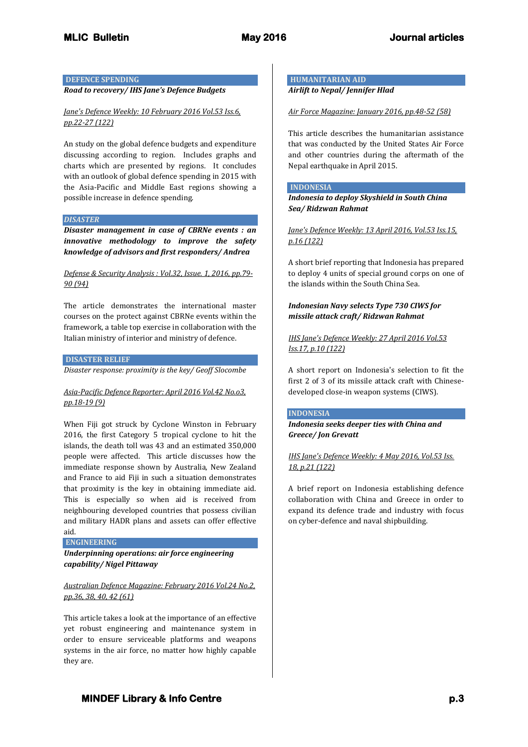## DEFENCE SPENDING

***Road to recovery/ IHS Jane's Defence Budgets***

*Jane's Defence Weekly: 10 February 2016 Vol.53 Iss.6, pp.22-27 (122)*

An study on the global defence budgets and expenditure discussing according to region. Includes graphs and charts which are presented by regions. It concludes with an outlook of global defence spending in 2015 with the Asia-Pacific and Middle East regions showing a possible increase in defence spending.

## *DISASTER*

***Disaster management in case of CBRNe events : an innovative methodology to improve the safety knowledge of advisors and first responders/ Andrea***

*Defense & Security Analysis : Vol.32, Issue. 1, 2016, pp.79-90 (94)*

The article demonstrates the international master courses on the protect against CBRNe events within the framework, a table top exercise in collaboration with the Italian ministry of interior and ministry of defence.

## DISASTER RELIEF

*Disaster response: proximity is the key/ Geoff Slocombe*

*Asia-Pacific Defence Reporter: April 2016 Vol.42 No.o3, pp.18-19 (9)*

When Fiji got struck by Cyclone Winston in February 2016, the first Category 5 tropical cyclone to hit the islands, the death toll was 43 and an estimated 350,000 people were affected. This article discusses how the immediate response shown by Australia, New Zealand and France to aid Fiji in such a situation demonstrates that proximity is the key in obtaining immediate aid. This is especially so when aid is received from neighbouring developed countries that possess civilian and military HADR plans and assets can offer effective aid.

## ENGINEERING

***Underpinning operations: air force engineering capability/ Nigel Pittaway***

*Australian Defence Magazine: February 2016 Vol.24 No.2, pp.36, 38, 40, 42 (61)*

This article takes a look at the importance of an effective yet robust engineering and maintenance system in order to ensure serviceable platforms and weapons systems in the air force, no matter how highly capable they are.

## HUMANITARIAN AID

***Airlift to Nepal/ Jennifer Hlad***

*Air Force Magazine: January 2016, pp.48-52 (58)*

This article describes the humanitarian assistance that was conducted by the United States Air Force and other countries during the aftermath of the Nepal earthquake in April 2015.

## INDONESIA

***Indonesia to deploy Skyshield in South China Sea/ Ridzwan Rahmat***

*Jane's Defence Weekly: 13 April 2016, Vol.53 Iss.15, p.16 (122)*

A short brief reporting that Indonesia has prepared to deploy 4 units of special ground corps on one of the islands within the South China Sea.

***Indonesian Navy selects Type 730 CIWS for missile attack craft/ Ridzwan Rahmat***

*IHS Jane's Defence Weekly: 27 April 2016 Vol.53 Iss.17, p.10 (122)*

A short report on Indonesia's selection to fit the first 2 of 3 of its missile attack craft with Chinese-developed close-in weapon systems (CIWS).

## INDONESIA

***Indonesia seeks deeper ties with China and Greece/ Jon Grevatt***

*IHS Jane's Defence Weekly: 4 May 2016, Vol.53 Iss. 18, p.21 (122)*

A brief report on Indonesia establishing defence collaboration with China and Greece in order to expand its defence trade and industry with focus on cyber-defence and naval shipbuilding.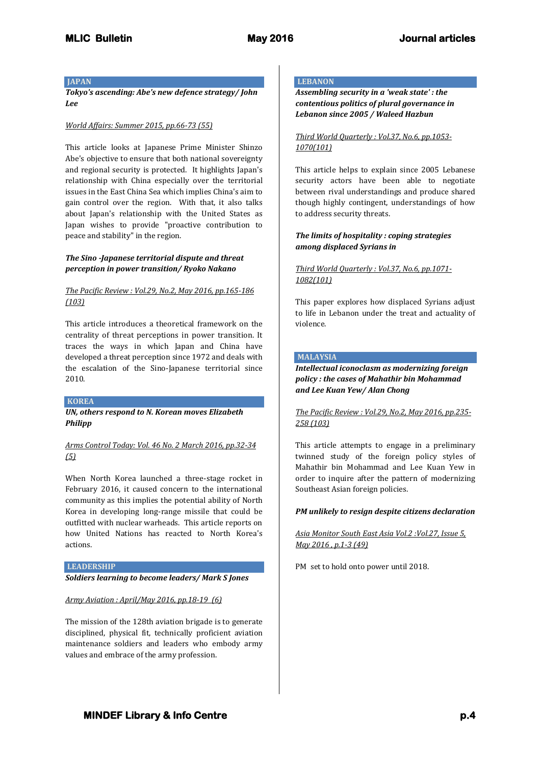## JAPAN

***Tokyo's ascending: Abe's new defence strategy/ John Lee***

*World Affairs: Summer 2015, pp.66-73 (55)*

This article looks at Japanese Prime Minister Shinzo Abe's objective to ensure that both national sovereignty and regional security is protected. It highlights Japan's relationship with China especially over the territorial issues in the East China Sea which implies China's aim to gain control over the region. With that, it also talks about Japan's relationship with the United States as Japan wishes to provide "proactive contribution to peace and stability" in the region.

***The Sino -Japanese territorial dispute and threat perception in power transition/ Ryoko Nakano***

*The Pacific Review : Vol.29, No.2, May 2016, pp.165-186 (103)*

This article introduces a theoretical framework on the centrality of threat perceptions in power transition. It traces the ways in which Japan and China have developed a threat perception since 1972 and deals with the escalation of the Sino-Japanese territorial since 2010.

## KOREA

***UN, others respond to N. Korean moves Elizabeth Philipp***

*Arms Control Today: Vol. 46 No. 2 March 2016, pp.32-34 (5)*

When North Korea launched a three-stage rocket in February 2016, it caused concern to the international community as this implies the potential ability of North Korea in developing long-range missile that could be outfitted with nuclear warheads. This article reports on how United Nations has reacted to North Korea's actions.

## LEADERSHIP

***Soldiers learning to become leaders/ Mark S Jones***

*Army Aviation : April/May 2016, pp.18-19 (6)*

The mission of the 128th aviation brigade is to generate disciplined, physical fit, technically proficient aviation maintenance soldiers and leaders who embody army values and embrace of the army profession.

## LEBANON

***Assembling security in a 'weak state' : the contentious politics of plural governance in Lebanon since 2005 / Waleed Hazbun***

*Third World Quarterly : Vol.37, No.6, pp.1053-1070(101)*

This article helps to explain since 2005 Lebanese security actors have been able to negotiate between rival understandings and produce shared though highly contingent, understandings of how to address security threats.

***The limits of hospitality : coping strategies among displaced Syrians in***

*Third World Quarterly : Vol.37, No.6, pp.1071-1082(101)*

This paper explores how displaced Syrians adjust to life in Lebanon under the treat and actuality of violence.

## MALAYSIA

***Intellectual iconoclasm as modernizing foreign policy : the cases of Mahathir bin Mohammad and Lee Kuan Yew/ Alan Chong***

*The Pacific Review : Vol.29, No.2, May 2016, pp.235-258 (103)*

This article attempts to engage in a preliminary twinned study of the foreign policy styles of Mahathir bin Mohammad and Lee Kuan Yew in order to inquire after the pattern of modernizing Southeast Asian foreign policies.

***PM unlikely to resign despite citizens declaration***

*Asia Monitor South East Asia Vol.2 :Vol.27, Issue 5, May 2016 , p.1-3 (49)*

PM set to hold onto power until 2018.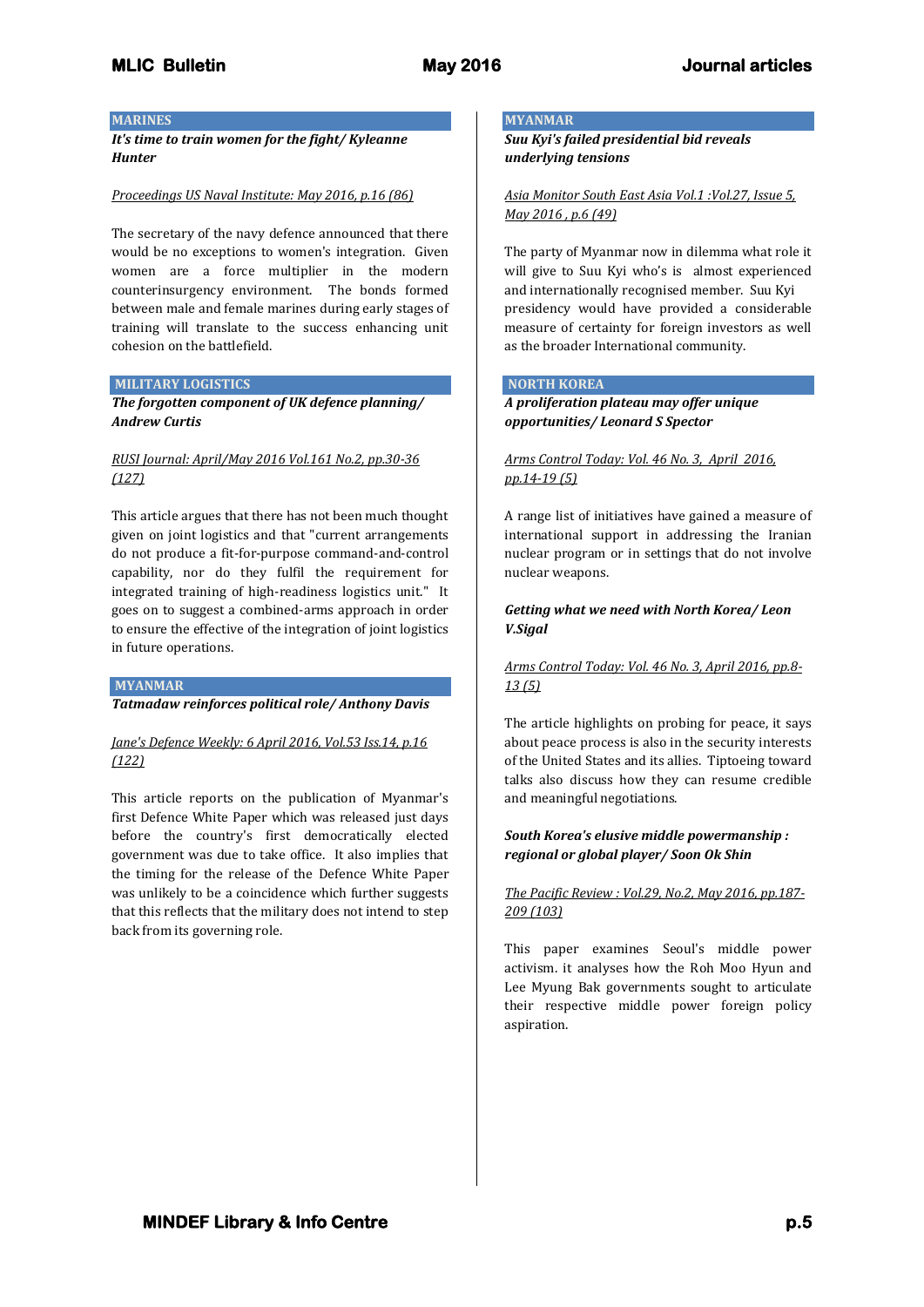## MARINES

***It's time to train women for the fight/ Kyleanne Hunter***

Proceedings US Naval Institute: May 2016, p.16 (86)

The secretary of the navy defence announced that there would be no exceptions to women's integration. Given women are a force multiplier in the modern counterinsurgency environment. The bonds formed between male and female marines during early stages of training will translate to the success enhancing unit cohesion on the battlefield.

## MILITARY LOGISTICS

***The forgotten component of UK defence planning/ Andrew Curtis***

RUSI Journal: April/May 2016 Vol.161 No.2, pp.30-36 (127)

This article argues that there has not been much thought given on joint logistics and that "current arrangements do not produce a fit-for-purpose command-and-control capability, nor do they fulfil the requirement for integrated training of high-readiness logistics unit." It goes on to suggest a combined-arms approach in order to ensure the effective of the integration of joint logistics in future operations.

## MYANMAR

***Tatmadaw reinforces political role/ Anthony Davis***

Jane's Defence Weekly: 6 April 2016, Vol.53 Iss.14, p.16 (122)

This article reports on the publication of Myanmar's first Defence White Paper which was released just days before the country's first democratically elected government was due to take office. It also implies that the timing for the release of the Defence White Paper was unlikely to be a coincidence which further suggests that this reflects that the military does not intend to step back from its governing role.

## MYANMAR

***Suu Kyi's failed presidential bid reveals underlying tensions***

Asia Monitor South East Asia Vol.1 :Vol.27, Issue 5, May 2016 , p.6 (49)

The party of Myanmar now in dilemma what role it will give to Suu Kyi who's is almost experienced and internationally recognised member. Suu Kyi presidency would have provided a considerable measure of certainty for foreign investors as well as the broader International community.

## NORTH KOREA

***A proliferation plateau may offer unique opportunities/ Leonard S Spector***

Arms Control Today: Vol. 46 No. 3, April 2016, pp.14-19 (5)

A range list of initiatives have gained a measure of international support in addressing the Iranian nuclear program or in settings that do not involve nuclear weapons.

***Getting what we need with North Korea/ Leon V.Sigal***

Arms Control Today: Vol. 46 No. 3, April 2016, pp.8-13 (5)

The article highlights on probing for peace, it says about peace process is also in the security interests of the United States and its allies. Tiptoeing toward talks also discuss how they can resume credible and meaningful negotiations.

***South Korea's elusive middle powermanship : regional or global player/ Soon Ok Shin***

The Pacific Review : Vol.29, No.2, May 2016, pp.187-209 (103)

This paper examines Seoul's middle power activism. it analyses how the Roh Moo Hyun and Lee Myung Bak governments sought to articulate their respective middle power foreign policy aspiration.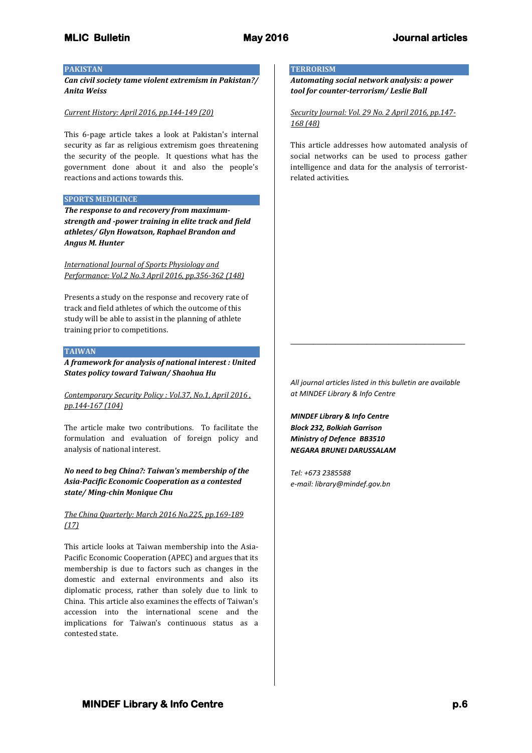## PAKISTAN

***Can civil society tame violent extremism in Pakistan?/ Anita Weiss***

*Current History: April 2016, pp.144-149 (20)*

This 6-page article takes a look at Pakistan's internal security as far as religious extremism goes threatening the security of the people. It questions what has the government done about it and also the people's reactions and actions towards this.

## SPORTS MEDICINE

***The response to and recovery from maximum-strength and -power training in elite track and field athletes/ Glyn Howatson, Raphael Brandon and Angus M. Hunter***

*International Journal of Sports Physiology and Performance: Vol.2 No.3 April 2016, pp.356-362 (148)*

Presents a study on the response and recovery rate of track and field athletes of which the outcome of this study will be able to assist in the planning of athlete training prior to competitions.

## TAIWAN

***A framework for analysis of national interest : United States policy toward Taiwan/ Shaohua Hu***

*Contemporary Security Policy : Vol.37, No.1, April 2016 , pp.144-167 (104)*

The article make two contributions. To facilitate the formulation and evaluation of foreign policy and analysis of national interest.

***No need to beg China?: Taiwan's membership of the Asia-Pacific Economic Cooperation as a contested state/ Ming-chin Monique Chu***

*The China Quarterly: March 2016 No.225, pp.169-189 (17)*

This article looks at Taiwan membership into the Asia-Pacific Economic Cooperation (APEC) and argues that its membership is due to factors such as changes in the domestic and external environments and also its diplomatic process, rather than solely due to link to China. This article also examines the effects of Taiwan's accession into the international scene and the implications for Taiwan's continuous status as a contested state.

## TERRORISM

***Automating social network analysis: a power tool for counter-terrorism/ Leslie Ball***

*Security Journal: Vol. 29 No. 2 April 2016, pp.147-168 (48)*

This article addresses how automated analysis of social networks can be used to process gather intelligence and data for the analysis of terrorist-related activities.

---

*All journal articles listed in this bulletin are available at MINDEF Library & Info Centre*

***MINDEF Library & Info Centre***
***Block 232, Bolkiah Garrison***
***Ministry of Defence BB3510***
***NEGARA BRUNEI DARUSSALAM***

*Tel: +673 2385588*
*e-mail: library@mindef.gov.bn*